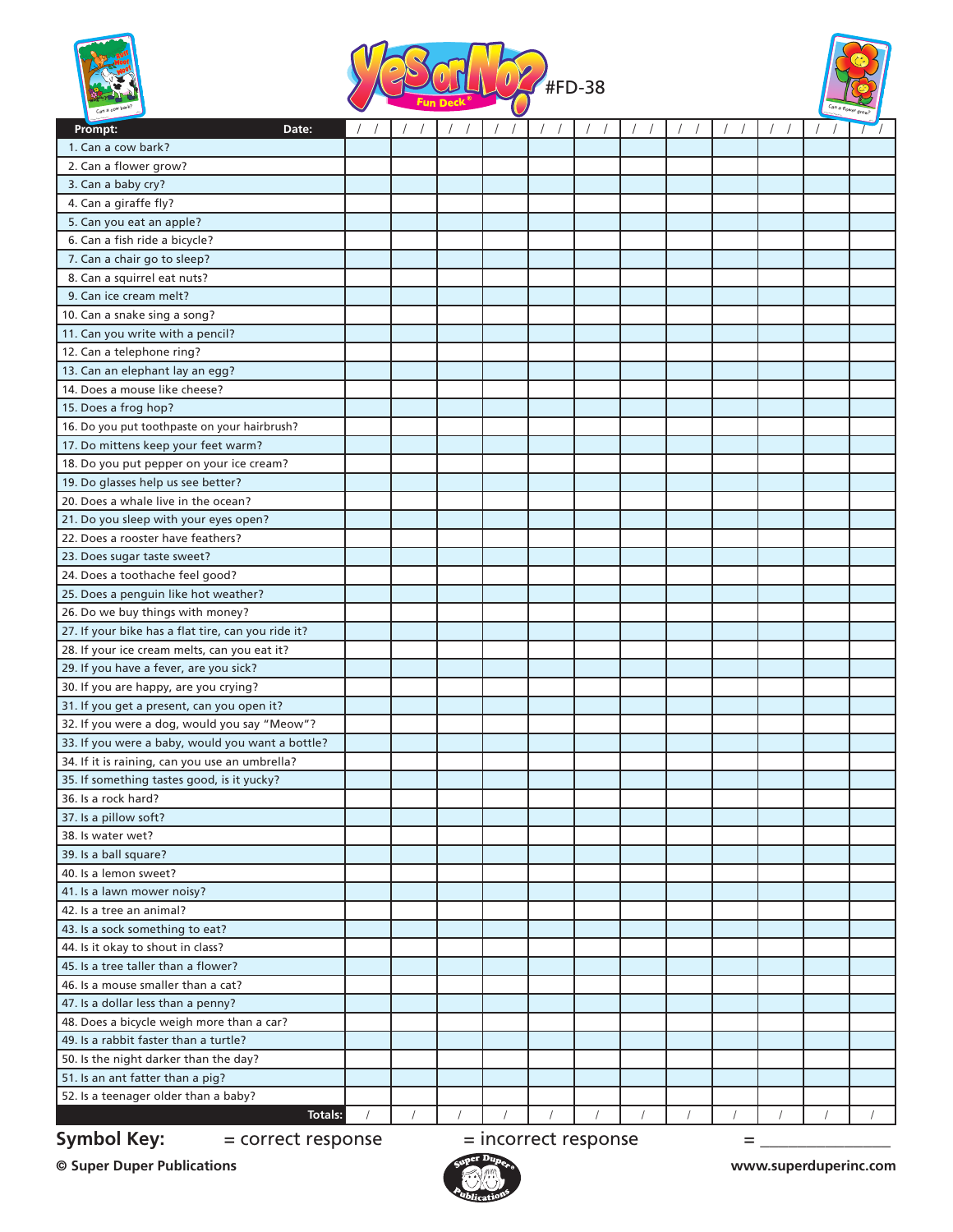# Yes or No? Fun Deck® #FD-38

| Prompt: Date: | / / | / / | / / | / / | / / | / / | / / | / / | / / | / / | / / | / / |
|---|---|---|---|---|---|---|---|---|---|---|---|---|
| 1. Can a cow bark? | | | | | | | | | | | | |
| 2. Can a flower grow? | | | | | | | | | | | | |
| 3. Can a baby cry? | | | | | | | | | | | | |
| 4. Can a giraffe fly? | | | | | | | | | | | | |
| 5. Can you eat an apple? | | | | | | | | | | | | |
| 6. Can a fish ride a bicycle? | | | | | | | | | | | | |
| 7. Can a chair go to sleep? | | | | | | | | | | | | |
| 8. Can a squirrel eat nuts? | | | | | | | | | | | | |
| 9. Can ice cream melt? | | | | | | | | | | | | |
| 10. Can a snake sing a song? | | | | | | | | | | | | |
| 11. Can you write with a pencil? | | | | | | | | | | | | |
| 12. Can a telephone ring? | | | | | | | | | | | | |
| 13. Can an elephant lay an egg? | | | | | | | | | | | | |
| 14. Does a mouse like cheese? | | | | | | | | | | | | |
| 15. Does a frog hop? | | | | | | | | | | | | |
| 16. Do you put toothpaste on your hairbrush? | | | | | | | | | | | | |
| 17. Do mittens keep your feet warm? | | | | | | | | | | | | |
| 18. Do you put pepper on your ice cream? | | | | | | | | | | | | |
| 19. Do glasses help us see better? | | | | | | | | | | | | |
| 20. Does a whale live in the ocean? | | | | | | | | | | | | |
| 21. Do you sleep with your eyes open? | | | | | | | | | | | | |
| 22. Does a rooster have feathers? | | | | | | | | | | | | |
| 23. Does sugar taste sweet? | | | | | | | | | | | | |
| 24. Does a toothache feel good? | | | | | | | | | | | | |
| 25. Does a penguin like hot weather? | | | | | | | | | | | | |
| 26. Do we buy things with money? | | | | | | | | | | | | |
| 27. If your bike has a flat tire, can you ride it? | | | | | | | | | | | | |
| 28. If your ice cream melts, can you eat it? | | | | | | | | | | | | |
| 29. If you have a fever, are you sick? | | | | | | | | | | | | |
| 30. If you are happy, are you crying? | | | | | | | | | | | | |
| 31. If you get a present, can you open it? | | | | | | | | | | | | |
| 32. If you were a dog, would you say "Meow"? | | | | | | | | | | | | |
| 33. If you were a baby, would you want a bottle? | | | | | | | | | | | | |
| 34. If it is raining, can you use an umbrella? | | | | | | | | | | | | |
| 35. If something tastes good, is it yucky? | | | | | | | | | | | | |
| 36. Is a rock hard? | | | | | | | | | | | | |
| 37. Is a pillow soft? | | | | | | | | | | | | |
| 38. Is water wet? | | | | | | | | | | | | |
| 39. Is a ball square? | | | | | | | | | | | | |
| 40. Is a lemon sweet? | | | | | | | | | | | | |
| 41. Is a lawn mower noisy? | | | | | | | | | | | | |
| 42. Is a tree an animal? | | | | | | | | | | | | |
| 43. Is a sock something to eat? | | | | | | | | | | | | |
| 44. Is it okay to shout in class? | | | | | | | | | | | | |
| 45. Is a tree taller than a flower? | | | | | | | | | | | | |
| 46. Is a mouse smaller than a cat? | | | | | | | | | | | | |
| 47. Is a dollar less than a penny? | | | | | | | | | | | | |
| 48. Does a bicycle weigh more than a car? | | | | | | | | | | | | |
| 49. Is a rabbit faster than a turtle? | | | | | | | | | | | | |
| 50. Is the night darker than the day? | | | | | | | | | | | | |
| 51. Is an ant fatter than a pig? | | | | | | | | | | | | |
| 52. Is a teenager older than a baby? | | | | | | | | | | | | |
| Totals: | / | / | / | / | / | / | / | / | / | / | / | / |

**Symbol Key:** = correct response = incorrect response = _______________

**© Super Duper Publications** **www.superduperinc.com**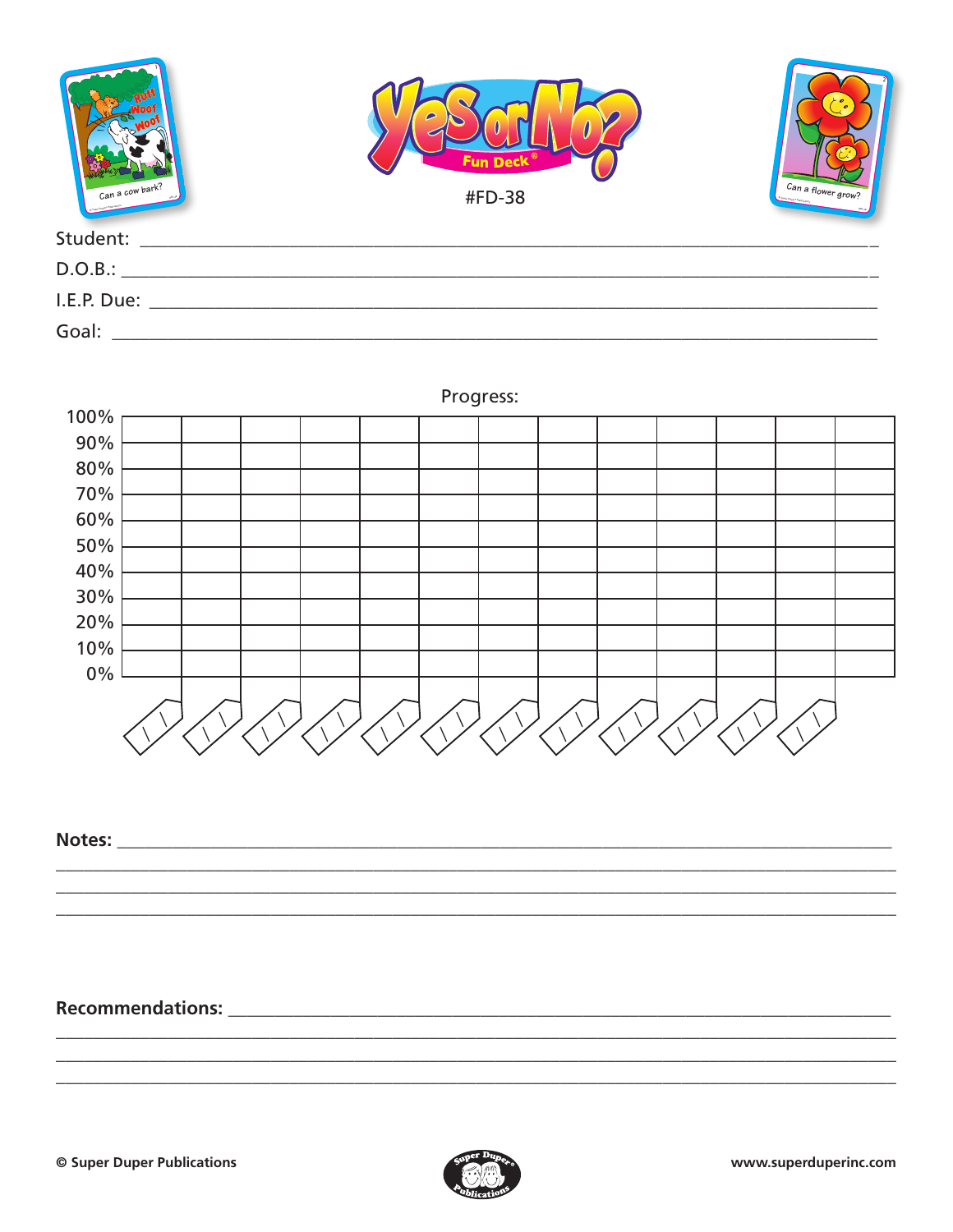# Yes or No? Fun Deck®

#FD-38

Student: ______________________________________________

D.O.B.: ______________________________________________

I.E.P. Due: ______________________________________________

Goal: ______________________________________________

Progress:

100%
90%
80%
70%
60%
50%
40%
30%
20%
10%
0%

**Notes:** ______________________________________________

______________________________________________

______________________________________________

______________________________________________

**Recommendations:** ______________________________________________

______________________________________________

______________________________________________

______________________________________________

**© Super Duper Publications** **www.superduperinc.com**